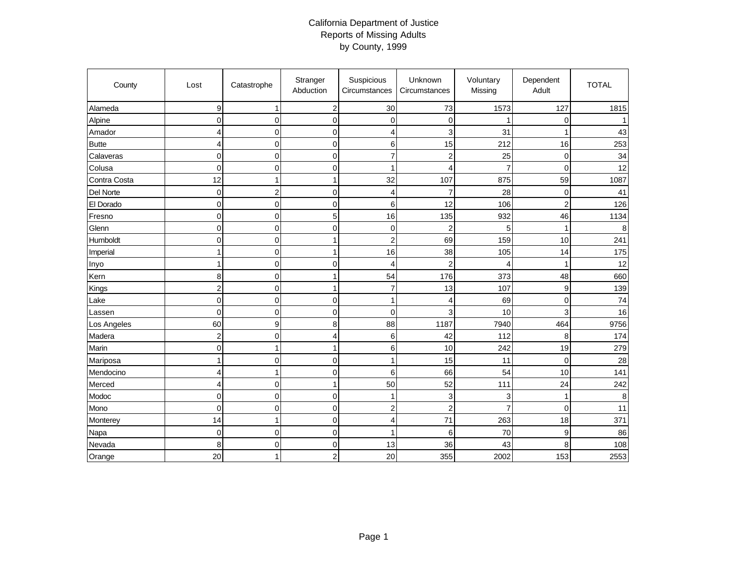# California Department of Justice
## Reports of Missing Adults
### by County, 1999

| County | Lost | Catastrophe | Stranger Abduction | Suspicious Circumstances | Unknown Circumstances | Voluntary Missing | Dependent Adult | TOTAL |
|---|---|---|---|---|---|---|---|---|
| Alameda | 9 | 1 | 2 | 30 | 73 | 1573 | 127 | 1815 |
| Alpine | 0 | 0 | 0 | 0 | 0 | 1 | 0 | 1 |
| Amador | 4 | 0 | 0 | 4 | 3 | 31 | 1 | 43 |
| Butte | 4 | 0 | 0 | 6 | 15 | 212 | 16 | 253 |
| Calaveras | 0 | 0 | 0 | 7 | 2 | 25 | 0 | 34 |
| Colusa | 0 | 0 | 0 | 1 | 4 | 7 | 0 | 12 |
| Contra Costa | 12 | 1 | 1 | 32 | 107 | 875 | 59 | 1087 |
| Del Norte | 0 | 2 | 0 | 4 | 7 | 28 | 0 | 41 |
| El Dorado | 0 | 0 | 0 | 6 | 12 | 106 | 2 | 126 |
| Fresno | 0 | 0 | 5 | 16 | 135 | 932 | 46 | 1134 |
| Glenn | 0 | 0 | 0 | 0 | 2 | 5 | 1 | 8 |
| Humboldt | 0 | 0 | 1 | 2 | 69 | 159 | 10 | 241 |
| Imperial | 1 | 0 | 1 | 16 | 38 | 105 | 14 | 175 |
| Inyo | 1 | 0 | 0 | 4 | 2 | 4 | 1 | 12 |
| Kern | 8 | 0 | 1 | 54 | 176 | 373 | 48 | 660 |
| Kings | 2 | 0 | 1 | 7 | 13 | 107 | 9 | 139 |
| Lake | 0 | 0 | 0 | 1 | 4 | 69 | 0 | 74 |
| Lassen | 0 | 0 | 0 | 0 | 3 | 10 | 3 | 16 |
| Los Angeles | 60 | 9 | 8 | 88 | 1187 | 7940 | 464 | 9756 |
| Madera | 2 | 0 | 4 | 6 | 42 | 112 | 8 | 174 |
| Marin | 0 | 1 | 1 | 6 | 10 | 242 | 19 | 279 |
| Mariposa | 1 | 0 | 0 | 1 | 15 | 11 | 0 | 28 |
| Mendocino | 4 | 1 | 0 | 6 | 66 | 54 | 10 | 141 |
| Merced | 4 | 0 | 1 | 50 | 52 | 111 | 24 | 242 |
| Modoc | 0 | 0 | 0 | 1 | 3 | 3 | 1 | 8 |
| Mono | 0 | 0 | 0 | 2 | 2 | 7 | 0 | 11 |
| Monterey | 14 | 1 | 0 | 4 | 71 | 263 | 18 | 371 |
| Napa | 0 | 0 | 0 | 1 | 6 | 70 | 9 | 86 |
| Nevada | 8 | 0 | 0 | 13 | 36 | 43 | 8 | 108 |
| Orange | 20 | 1 | 2 | 20 | 355 | 2002 | 153 | 2553 |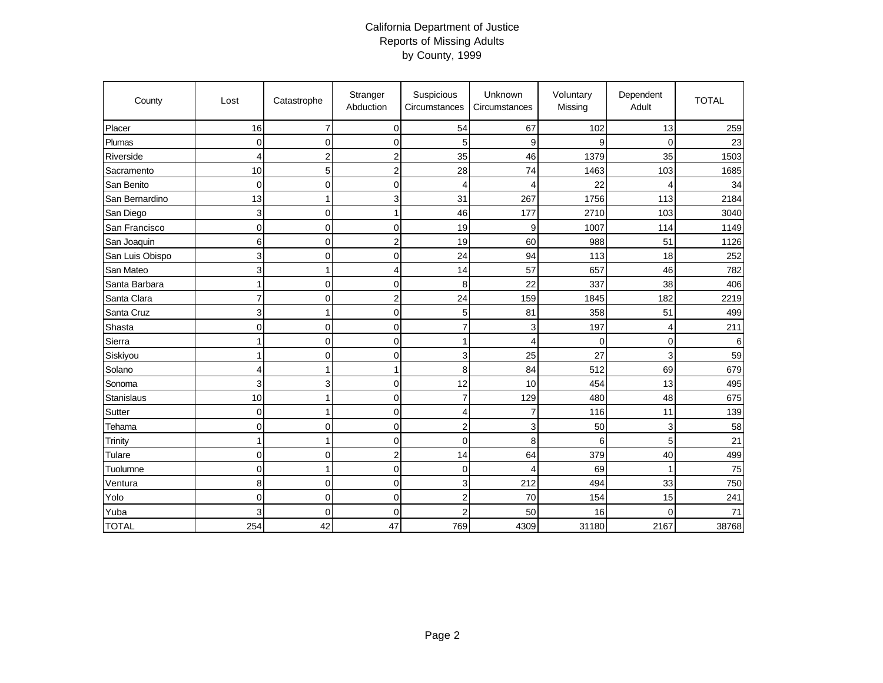# California Department of Justice
## Reports of Missing Adults
### by County, 1999

| County | Lost | Catastrophe | Stranger Abduction | Suspicious Circumstances | Unknown Circumstances | Voluntary Missing | Dependent Adult | TOTAL |
|---|---|---|---|---|---|---|---|---|
| Placer | 16 | 7 | 0 | 54 | 67 | 102 | 13 | 259 |
| Plumas | 0 | 0 | 0 | 5 | 9 | 9 | 0 | 23 |
| Riverside | 4 | 2 | 2 | 35 | 46 | 1379 | 35 | 1503 |
| Sacramento | 10 | 5 | 2 | 28 | 74 | 1463 | 103 | 1685 |
| San Benito | 0 | 0 | 0 | 4 | 4 | 22 | 4 | 34 |
| San Bernardino | 13 | 1 | 3 | 31 | 267 | 1756 | 113 | 2184 |
| San Diego | 3 | 0 | 1 | 46 | 177 | 2710 | 103 | 3040 |
| San Francisco | 0 | 0 | 0 | 19 | 9 | 1007 | 114 | 1149 |
| San Joaquin | 6 | 0 | 2 | 19 | 60 | 988 | 51 | 1126 |
| San Luis Obispo | 3 | 0 | 0 | 24 | 94 | 113 | 18 | 252 |
| San Mateo | 3 | 1 | 4 | 14 | 57 | 657 | 46 | 782 |
| Santa Barbara | 1 | 0 | 0 | 8 | 22 | 337 | 38 | 406 |
| Santa Clara | 7 | 0 | 2 | 24 | 159 | 1845 | 182 | 2219 |
| Santa Cruz | 3 | 1 | 0 | 5 | 81 | 358 | 51 | 499 |
| Shasta | 0 | 0 | 0 | 7 | 3 | 197 | 4 | 211 |
| Sierra | 1 | 0 | 0 | 1 | 4 | 0 | 0 | 6 |
| Siskiyou | 1 | 0 | 0 | 3 | 25 | 27 | 3 | 59 |
| Solano | 4 | 1 | 1 | 8 | 84 | 512 | 69 | 679 |
| Sonoma | 3 | 3 | 0 | 12 | 10 | 454 | 13 | 495 |
| Stanislaus | 10 | 1 | 0 | 7 | 129 | 480 | 48 | 675 |
| Sutter | 0 | 1 | 0 | 4 | 7 | 116 | 11 | 139 |
| Tehama | 0 | 0 | 0 | 2 | 3 | 50 | 3 | 58 |
| Trinity | 1 | 1 | 0 | 0 | 8 | 6 | 5 | 21 |
| Tulare | 0 | 0 | 2 | 14 | 64 | 379 | 40 | 499 |
| Tuolumne | 0 | 1 | 0 | 0 | 4 | 69 | 1 | 75 |
| Ventura | 8 | 0 | 0 | 3 | 212 | 494 | 33 | 750 |
| Yolo | 0 | 0 | 0 | 2 | 70 | 154 | 15 | 241 |
| Yuba | 3 | 0 | 0 | 2 | 50 | 16 | 0 | 71 |
| TOTAL | 254 | 42 | 47 | 769 | 4309 | 31180 | 2167 | 38768 |